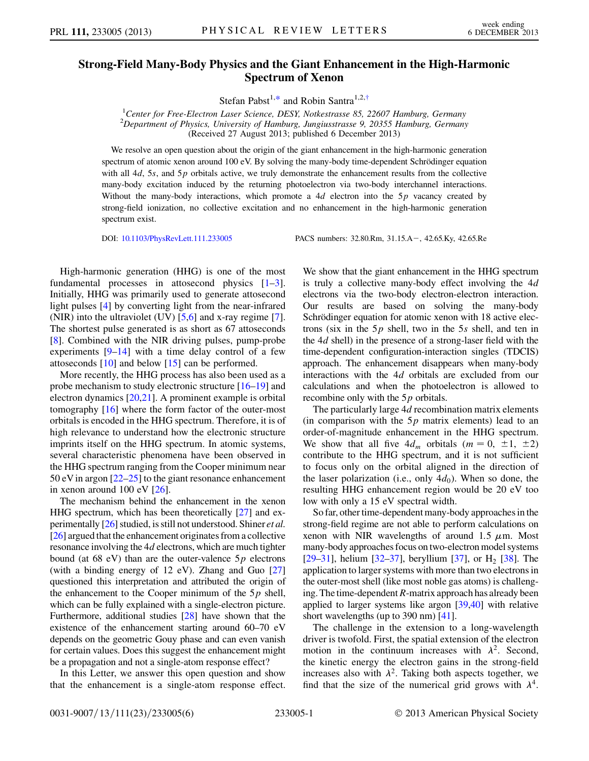# Strong-Field Many-Body Physics and the Giant Enhancement in the High-Harmonic Spectrum of Xenon

Stefan Pabst[1,*] and Robin Santra[1,2,†]

[1]Center for Free-Electron Laser Science, DESY, Notkestrasse 85, 22607 Hamburg, Germany
[2]Department of Physics, University of Hamburg, Jungiusstrasse 9, 20355 Hamburg, Germany
(Received 27 August 2013; published 6 December 2013)

We resolve an open question about the origin of the giant enhancement in the high-harmonic generation spectrum of atomic xenon around 100 eV. By solving the many-body time-dependent Schrödinger equation with all $4d$, $5s$, and $5p$ orbitals active, we truly demonstrate the enhancement results from the collective many-body excitation induced by the returning photoelectron via two-body interchannel interactions. Without the many-body interactions, which promote a $4d$ electron into the $5p$ vacancy created by strong-field ionization, no collective excitation and no enhancement in the high-harmonic generation spectrum exist.

DOI: 10.1103/PhysRevLett.111.233005 PACS numbers: 32.80.Rm, 31.15.A−, 42.65.Ky, 42.65.Re

High-harmonic generation (HHG) is one of the most fundamental processes in attosecond physics [1–3]. Initially, HHG was primarily used to generate attosecond light pulses [4] by converting light from the near-infrared (NIR) into the ultraviolet (UV) [5,6] and x-ray regime [7]. The shortest pulse generated is as short as 67 attoseconds [8]. Combined with the NIR driving pulses, pump-probe experiments [9–14] with a time delay control of a few attoseconds [10] and below [15] can be performed.

More recently, the HHG process has also been used as a probe mechanism to study electronic structure [16–19] and electron dynamics [20,21]. A prominent example is orbital tomography [16] where the form factor of the outer-most orbitals is encoded in the HHG spectrum. Therefore, it is of high relevance to understand how the electronic structure imprints itself on the HHG spectrum. In atomic systems, several characteristic phenomena have been observed in the HHG spectrum ranging from the Cooper minimum near 50 eV in argon [22–25] to the giant resonance enhancement in xenon around 100 eV [26].

The mechanism behind the enhancement in the xenon HHG spectrum, which has been theoretically [27] and experimentally [26] studied, is still not understood. Shiner *et al.* [26] argued that the enhancement originates from a collective resonance involving the $4d$ electrons, which are much tighter bound (at 68 eV) than are the outer-valence $5p$ electrons (with a binding energy of 12 eV). Zhang and Guo [27] questioned this interpretation and attributed the origin of the enhancement to the Cooper minimum of the $5p$ shell, which can be fully explained with a single-electron picture. Furthermore, additional studies [28] have shown that the existence of the enhancement starting around 60–70 eV depends on the geometric Gouy phase and can even vanish for certain values. Does this suggest the enhancement might be a propagation and not a single-atom response effect?

In this Letter, we answer this open question and show that the enhancement is a single-atom response effect. We show that the giant enhancement in the HHG spectrum is truly a collective many-body effect involving the $4d$ electrons via the two-body electron-electron interaction. Our results are based on solving the many-body Schrödinger equation for atomic xenon with 18 active electrons (six in the $5p$ shell, two in the $5s$ shell, and ten in the $4d$ shell) in the presence of a strong-laser field with the time-dependent configuration-interaction singles (TDCIS) approach. The enhancement disappears when many-body interactions with the $4d$ orbitals are excluded from our calculations and when the photoelectron is allowed to recombine only with the $5p$ orbitals.

The particularly large $4d$ recombination matrix elements (in comparison with the $5p$ matrix elements) lead to an order-of-magnitude enhancement in the HHG spectrum. We show that all five $4d_m$ orbitals ($m = 0$, $\pm1$, $\pm2$) contribute to the HHG spectrum, and it is not sufficient to focus only on the orbital aligned in the direction of the laser polarization (i.e., only $4d_0$). When so done, the resulting HHG enhancement region would be 20 eV too low with only a 15 eV spectral width.

So far, other time-dependent many-body approaches in the strong-field regime are not able to perform calculations on xenon with NIR wavelengths of around 1.5 $\mu$m. Most many-body approaches focus on two-electron model systems [29–31], helium [32–37], beryllium [37], or $H_2$ [38]. The application to larger systems with more than two electrons in the outer-most shell (like most noble gas atoms) is challenging. The time-dependent *R*-matrix approach has already been applied to larger systems like argon [39,40] with relative short wavelengths (up to 390 nm) [41].

The challenge in the extension to a long-wavelength driver is twofold. First, the spatial extension of the electron motion in the continuum increases with $\lambda^2$. Second, the kinetic energy the electron gains in the strong-field increases also with $\lambda^2$. Taking both aspects together, we find that the size of the numerical grid grows with $\lambda^4$.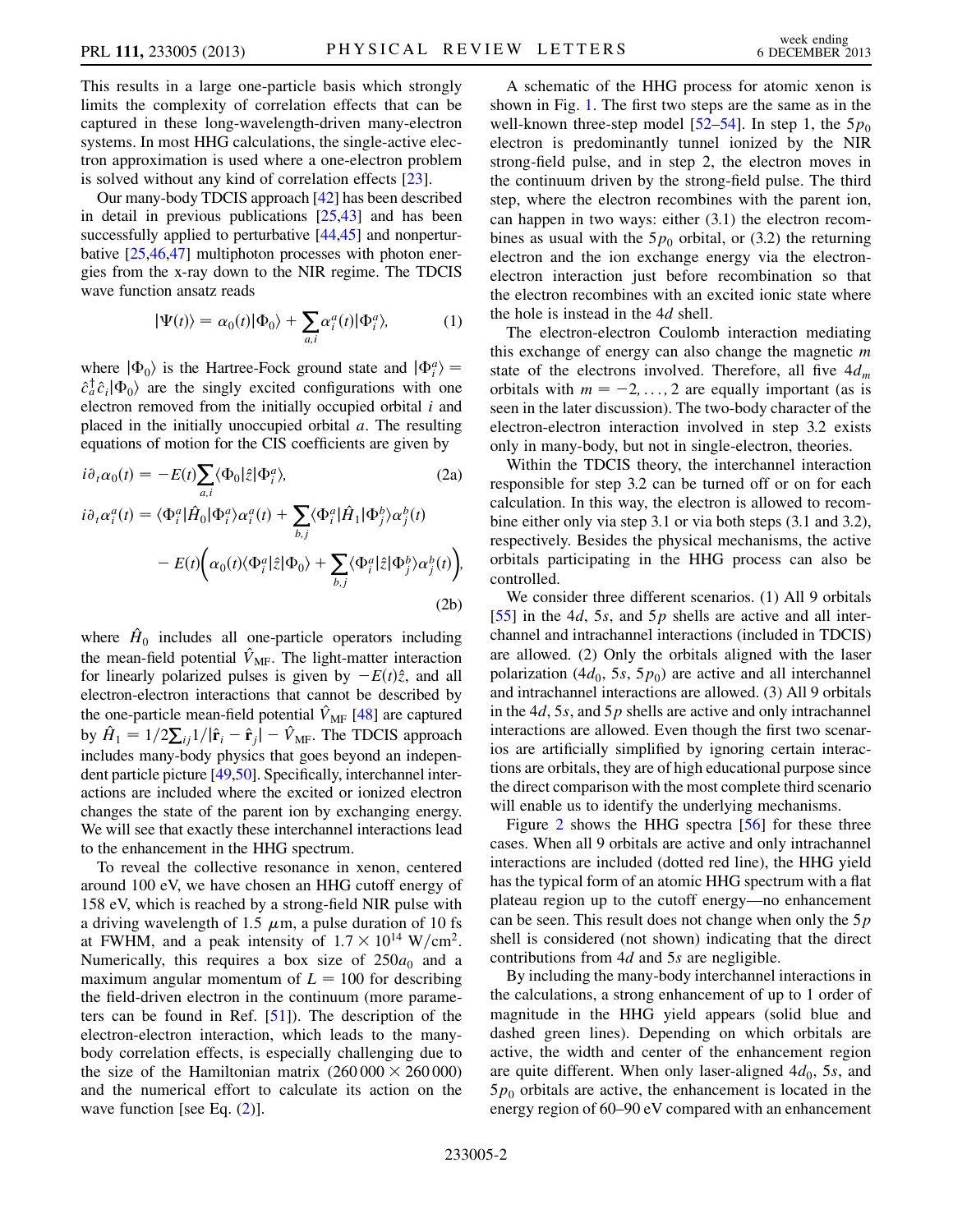This results in a large one-particle basis which strongly limits the complexity of correlation effects that can be captured in these long-wavelength-driven many-electron systems. In most HHG calculations, the single-active electron approximation is used where a one-electron problem is solved without any kind of correlation effects [23].

Our many-body TDCIS approach [42] has been described in detail in previous publications [25,43] and has been successfully applied to perturbative [44,45] and nonperturbative [25,46,47] multiphoton processes with photon energies from the x-ray down to the NIR regime. The TDCIS wave function ansatz reads

$$|\Psi(t)\rangle = \alpha_0(t)|\Phi_0\rangle + \sum_{a,i} \alpha_i^a(t)|\Phi_i^a\rangle, \tag{1}$$

where $|\Phi_0\rangle$ is the Hartree-Fock ground state and $|\Phi_i^a\rangle = \hat{c}_a^\dagger \hat{c}_i |\Phi_0\rangle$ are the singly excited configurations with one electron removed from the initially occupied orbital $i$ and placed in the initially unoccupied orbital $a$. The resulting equations of motion for the CIS coefficients are given by

$$i\partial_t \alpha_0(t) = -E(t) \sum_{a,i} \langle \Phi_0 | \hat{z} | \Phi_i^a \rangle, \tag{2a}$$

$$\begin{aligned} i\partial_t \alpha_i^a(t) = {} & \langle \Phi_i^a | \hat{H}_0 | \Phi_i^a \rangle \alpha_i^a(t) + \sum_{b,j} \langle \Phi_i^a | \hat{H}_1 | \Phi_j^b \rangle \alpha_j^b(t) \\ & - E(t) \bigg( \alpha_0(t) \langle \Phi_i^a | \hat{z} | \Phi_0 \rangle + \sum_{b,j} \langle \Phi_i^a | \hat{z} | \Phi_j^b \rangle \alpha_j^b(t) \bigg), \end{aligned} \tag{2b}$$

where $\hat{H}_0$ includes all one-particle operators including the mean-field potential $\hat{V}_{\mathrm{MF}}$. The light-matter interaction for linearly polarized pulses is given by $-E(t)\hat{z}$, and all electron-electron interactions that cannot be described by the one-particle mean-field potential $\hat{V}_{\mathrm{MF}}$ [48] are captured by $\hat{H}_1 = 1/2 \sum_{ij} 1/|\hat{\mathbf{r}}_i - \hat{\mathbf{r}}_j| - \hat{V}_{\mathrm{MF}}$. The TDCIS approach includes many-body physics that goes beyond an independent particle picture [49,50]. Specifically, interchannel interactions are included where the excited or ionized electron changes the state of the parent ion by exchanging energy. We will see that exactly these interchannel interactions lead to the enhancement in the HHG spectrum.

To reveal the collective resonance in xenon, centered around 100 eV, we have chosen an HHG cutoff energy of 158 eV, which is reached by a strong-field NIR pulse with a driving wavelength of 1.5 $\mu$m, a pulse duration of 10 fs at FWHM, and a peak intensity of $1.7 \times 10^{14}$ W/cm$^2$. Numerically, this requires a box size of $250a_0$ and a maximum angular momentum of $L = 100$ for describing the field-driven electron in the continuum (more parameters can be found in Ref. [51]). The description of the electron-electron interaction, which leads to the many-body correlation effects, is especially challenging due to the size of the Hamiltonian matrix ($260\,000 \times 260\,000$) and the numerical effort to calculate its action on the wave function [see Eq. (2)].

A schematic of the HHG process for atomic xenon is shown in Fig. 1. The first two steps are the same as in the well-known three-step model [52–54]. In step 1, the $5p_0$ electron is predominantly tunnel ionized by the NIR strong-field pulse, and in step 2, the electron moves in the continuum driven by the strong-field pulse. The third step, where the electron recombines with the parent ion, can happen in two ways: either (3.1) the electron recombines as usual with the $5p_0$ orbital, or (3.2) the returning electron and the ion exchange energy via the electron-electron interaction just before recombination so that the electron recombines with an excited ionic state where the hole is instead in the $4d$ shell.

The electron-electron Coulomb interaction mediating this exchange of energy can also change the magnetic $m$ state of the electrons involved. Therefore, all five $4d_m$ orbitals with $m = -2, \ldots, 2$ are equally important (as is seen in the later discussion). The two-body character of the electron-electron interaction involved in step 3.2 exists only in many-body, but not in single-electron, theories.

Within the TDCIS theory, the interchannel interaction responsible for step 3.2 can be turned off or on for each calculation. In this way, the electron is allowed to recombine either only via step 3.1 or via both steps (3.1 and 3.2), respectively. Besides the physical mechanisms, the active orbitals participating in the HHG process can also be controlled.

We consider three different scenarios. (1) All 9 orbitals [55] in the $4d$, $5s$, and $5p$ shells are active and all interchannel and intrachannel interactions (included in TDCIS) are allowed. (2) Only the orbitals aligned with the laser polarization ($4d_0$, $5s$, $5p_0$) are active and all interchannel and intrachannel interactions are allowed. (3) All 9 orbitals in the $4d$, $5s$, and $5p$ shells are active and only intrachannel interactions are allowed. Even though the first two scenarios are artificially simplified by ignoring certain interactions are orbitals, they are of high educational purpose since the direct comparison with the most complete third scenario will enable us to identify the underlying mechanisms.

Figure 2 shows the HHG spectra [56] for these three cases. When all 9 orbitals are active and only intrachannel interactions are included (dotted red line), the HHG yield has the typical form of an atomic HHG spectrum with a flat plateau region up to the cutoff energy—no enhancement can be seen. This result does not change when only the $5p$ shell is considered (not shown) indicating that the direct contributions from $4d$ and $5s$ are negligible.

By including the many-body interchannel interactions in the calculations, a strong enhancement of up to 1 order of magnitude in the HHG yield appears (solid blue and dashed green lines). Depending on which orbitals are active, the width and center of the enhancement region are quite different. When only laser-aligned $4d_0$, $5s$, and $5p_0$ orbitals are active, the enhancement is located in the energy region of 60–90 eV compared with an enhancement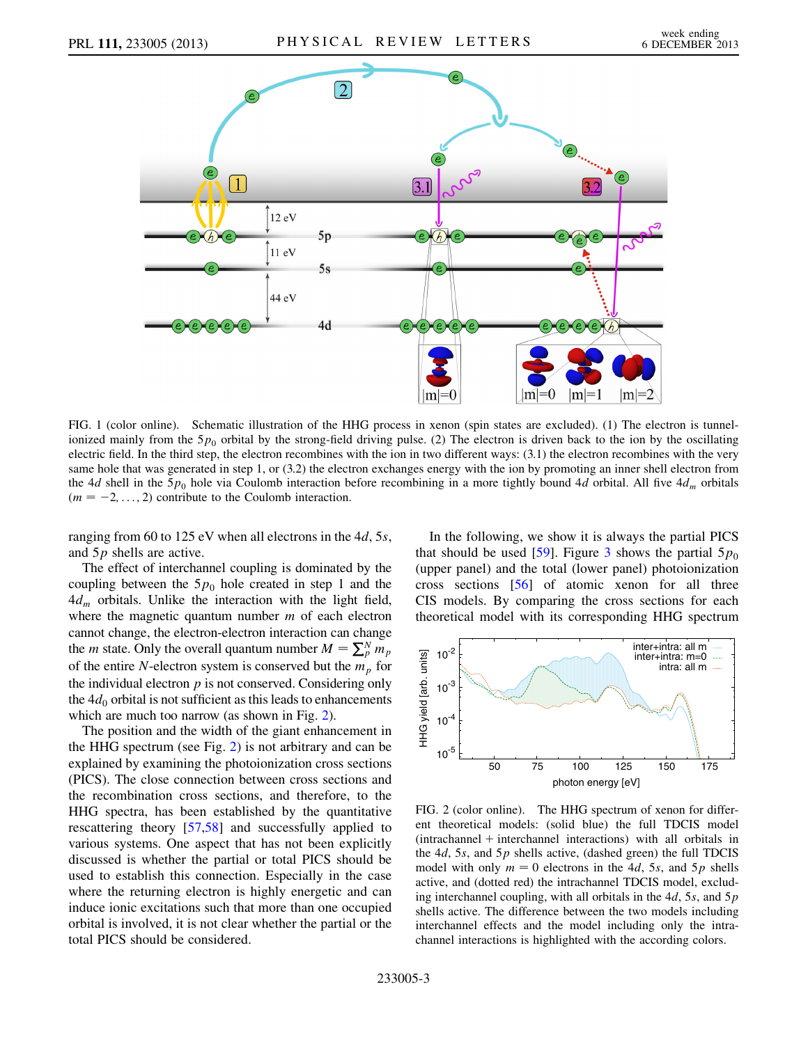FIG. 1 (color online). Schematic illustration of the HHG process in xenon (spin states are excluded). (1) The electron is tunnel-ionized mainly from the $5p_0$ orbital by the strong-field driving pulse. (2) The electron is driven back to the ion by the oscillating electric field. In the third step, the electron recombines with the ion in two different ways: (3.1) the electron recombines with the very same hole that was generated in step 1, or (3.2) the electron exchanges energy with the ion by promoting an inner shell electron from the $4d$ shell in the $5p_0$ hole via Coulomb interaction before recombining in a more tightly bound $4d$ orbital. All five $4d_m$ orbitals ($m = -2, \ldots, 2$) contribute to the Coulomb interaction.

ranging from 60 to 125 eV when all electrons in the $4d$, $5s$, and $5p$ shells are active.

The effect of interchannel coupling is dominated by the coupling between the $5p_0$ hole created in step 1 and the $4d_m$ orbitals. Unlike the interaction with the light field, where the magnetic quantum number $m$ of each electron cannot change, the electron-electron interaction can change the $m$ state. Only the overall quantum number $M = \sum_p^N m_p$ of the entire $N$-electron system is conserved but the $m_p$ for the individual electron $p$ is not conserved. Considering only the $4d_0$ orbital is not sufficient as this leads to enhancements which are much too narrow (as shown in Fig. 2).

The position and the width of the giant enhancement in the HHG spectrum (see Fig. 2) is not arbitrary and can be explained by examining the photoionization cross sections (PICS). The close connection between cross sections and the recombination cross sections, and therefore, to the HHG spectra, has been established by the quantitative rescattering theory [57,58] and successfully applied to various systems. One aspect that has not been explicitly discussed is whether the partial or total PICS should be used to establish this connection. Especially in the case where the returning electron is highly energetic and can induce ionic excitations such that more than one occupied orbital is involved, it is not clear whether the partial or the total PICS should be considered.

In the following, we show it is always the partial PICS that should be used [59]. Figure 3 shows the partial $5p_0$ (upper panel) and the total (lower panel) photoionization cross sections [56] of atomic xenon for all three CIS models. By comparing the cross sections for each theoretical model with its corresponding HHG spectrum

FIG. 2 (color online). The HHG spectrum of xenon for different theoretical models: (solid blue) the full TDCIS model (intrachannel + interchannel interactions) with all orbitals in the $4d$, $5s$, and $5p$ shells active, (dashed green) the full TDCIS model with only $m = 0$ electrons in the $4d$, $5s$, and $5p$ shells active, and (dotted red) the intrachannel TDCIS model, excluding interchannel coupling, with all orbitals in the $4d$, $5s$, and $5p$ shells active. The difference between the two models including interchannel effects and the model including only the intrachannel interactions is highlighted with the according colors.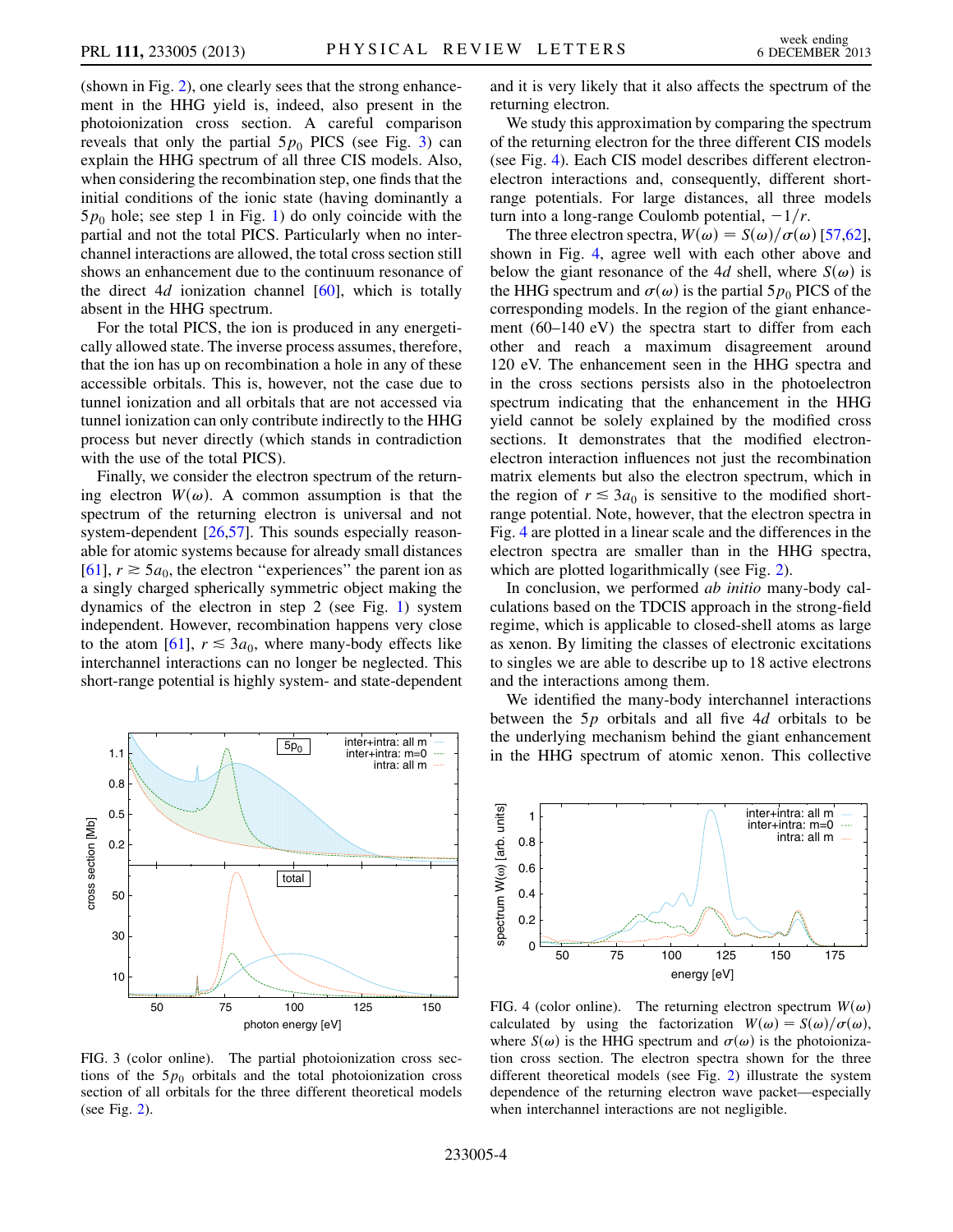(shown in Fig. 2), one clearly sees that the strong enhancement in the HHG yield is, indeed, also present in the photoionization cross section. A careful comparison reveals that only the partial $5p_0$ PICS (see Fig. 3) can explain the HHG spectrum of all three CIS models. Also, when considering the recombination step, one finds that the initial conditions of the ionic state (having dominantly a $5p_0$ hole; see step 1 in Fig. 1) do only coincide with the partial and not the total PICS. Particularly when no interchannel interactions are allowed, the total cross section still shows an enhancement due to the continuum resonance of the direct $4d$ ionization channel [60], which is totally absent in the HHG spectrum.

For the total PICS, the ion is produced in any energetically allowed state. The inverse process assumes, therefore, that the ion has up on recombination a hole in any of these accessible orbitals. This is, however, not the case due to tunnel ionization and all orbitals that are not accessed via tunnel ionization can only contribute indirectly to the HHG process but never directly (which stands in contradiction with the use of the total PICS).

Finally, we consider the electron spectrum of the returning electron $W(\omega)$. A common assumption is that the spectrum of the returning electron is universal and not system-dependent [26,57]. This sounds especially reasonable for atomic systems because for already small distances [61], $r \gtrsim 5a_0$, the electron "experiences" the parent ion as a singly charged spherically symmetric object making the dynamics of the electron in step 2 (see Fig. 1) system independent. However, recombination happens very close to the atom [61], $r \lesssim 3a_0$, where many-body effects like interchannel interactions can no longer be neglected. This short-range potential is highly system- and state-dependent and it is very likely that it also affects the spectrum of the returning electron.

FIG. 3 (color online). The partial photoionization cross sections of the $5p_0$ orbitals and the total photoionization cross section of all orbitals for the three different theoretical models (see Fig. 2).

We study this approximation by comparing the spectrum of the returning electron for the three different CIS models (see Fig. 4). Each CIS model describes different electron-electron interactions and, consequently, different short-range potentials. For large distances, all three models turn into a long-range Coulomb potential, $-1/r$.

The three electron spectra, $W(\omega) = S(\omega)/\sigma(\omega)$ [57,62], shown in Fig. 4, agree well with each other above and below the giant resonance of the $4d$ shell, where $S(\omega)$ is the HHG spectrum and $\sigma(\omega)$ is the partial $5p_0$ PICS of the corresponding models. In the region of the giant enhancement (60–140 eV) the spectra start to differ from each other and reach a maximum disagreement around 120 eV. The enhancement seen in the HHG spectra and in the cross sections persists also in the photoelectron spectrum indicating that the enhancement in the HHG yield cannot be solely explained by the modified cross sections. It demonstrates that the modified electron-electron interaction influences not just the recombination matrix elements but also the electron spectrum, which in the region of $r \lesssim 3a_0$ is sensitive to the modified short-range potential. Note, however, that the electron spectra in Fig. 4 are plotted in a linear scale and the differences in the electron spectra are smaller than in the HHG spectra, which are plotted logarithmically (see Fig. 2).

In conclusion, we performed *ab initio* many-body calculations based on the TDCIS approach in the strong-field regime, which is applicable to closed-shell atoms as large as xenon. By limiting the classes of electronic excitations to singles we are able to describe up to 18 active electrons and the interactions among them.

We identified the many-body interchannel interactions between the $5p$ orbitals and all five $4d$ orbitals to be the underlying mechanism behind the giant enhancement in the HHG spectrum of atomic xenon. This collective

FIG. 4 (color online). The returning electron spectrum $W(\omega)$ calculated by using the factorization $W(\omega) = S(\omega)/\sigma(\omega)$, where $S(\omega)$ is the HHG spectrum and $\sigma(\omega)$ is the photoionization cross section. The electron spectra shown for the three different theoretical models (see Fig. 2) illustrate the system dependence of the returning electron wave packet—especially when interchannel interactions are not negligible.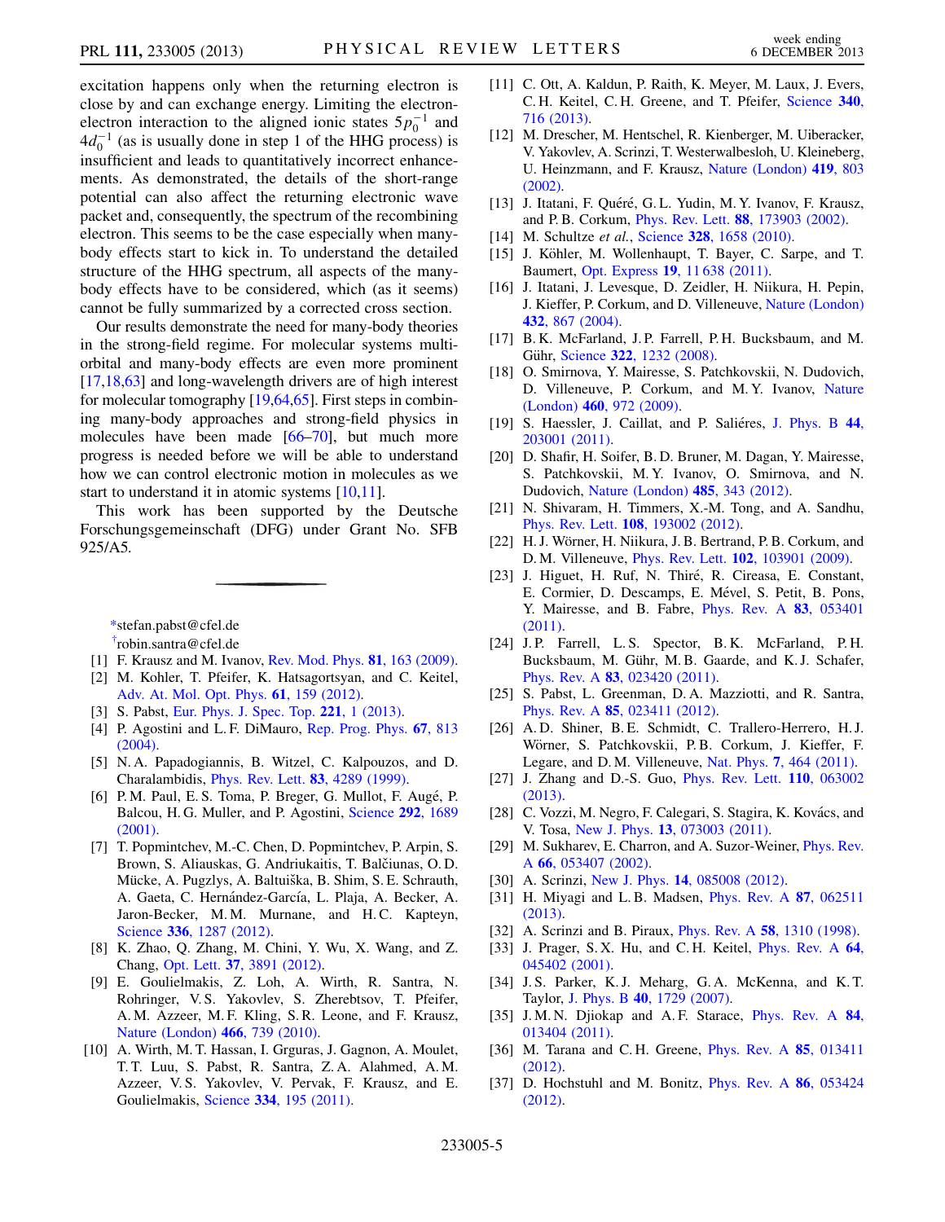excitation happens only when the returning electron is close by and can exchange energy. Limiting the electron-electron interaction to the aligned ionic states $5p_0^{-1}$ and $4d_0^{-1}$ (as is usually done in step 1 of the HHG process) is insufficient and leads to quantitatively incorrect enhancements. As demonstrated, the details of the short-range potential can also affect the returning electronic wave packet and, consequently, the spectrum of the recombining electron. This seems to be the case especially when many-body effects start to kick in. To understand the detailed structure of the HHG spectrum, all aspects of the many-body effects have to be considered, which (as it seems) cannot be fully summarized by a corrected cross section.

Our results demonstrate the need for many-body theories in the strong-field regime. For molecular systems multi-orbital and many-body effects are even more prominent [17,18,63] and long-wavelength drivers are of high interest for molecular tomography [19,64,65]. First steps in combining many-body approaches and strong-field physics in molecules have been made [66–70], but much more progress is needed before we will be able to understand how we can control electronic motion in molecules as we start to understand it in atomic systems [10,11].

This work has been supported by the Deutsche Forschungsgemeinschaft (DFG) under Grant No. SFB 925/A5.

---

[*]stefan.pabst@cfel.de

[†]robin.santra@cfel.de

[1] F. Krausz and M. Ivanov, Rev. Mod. Phys. **81**, 163 (2009).

[2] M. Kohler, T. Pfeifer, K. Hatsagortsyan, and C. Keitel, Adv. At. Mol. Opt. Phys. **61**, 159 (2012).

[3] S. Pabst, Eur. Phys. J. Spec. Top. **221**, 1 (2013).

[4] P. Agostini and L. F. DiMauro, Rep. Prog. Phys. **67**, 813 (2004).

[5] N. A. Papadogiannis, B. Witzel, C. Kalpouzos, and D. Charalambidis, Phys. Rev. Lett. **83**, 4289 (1999).

[6] P. M. Paul, E. S. Toma, P. Breger, G. Mullot, F. Augé, P. Balcou, H. G. Muller, and P. Agostini, Science **292**, 1689 (2001).

[7] T. Popmintchev, M.-C. Chen, D. Popmintchev, P. Arpin, S. Brown, S. Aliauskas, G. Andriukaitis, T. Balčiunas, O. D. Mücke, A. Pugzlys, A. Baltuška, B. Shim, S. E. Schrauth, A. Gaeta, C. Hernández-García, L. Plaja, A. Becker, A. Jaron-Becker, M. M. Murnane, and H. C. Kapteyn, Science **336**, 1287 (2012).

[8] K. Zhao, Q. Zhang, M. Chini, Y. Wu, X. Wang, and Z. Chang, Opt. Lett. **37**, 3891 (2012).

[9] E. Goulielmakis, Z. Loh, A. Wirth, R. Santra, N. Rohringer, V. S. Yakovlev, S. Zherebtsov, T. Pfeifer, A. M. Azzeer, M. F. Kling, S. R. Leone, and F. Krausz, Nature (London) **466**, 739 (2010).

[10] A. Wirth, M. T. Hassan, I. Grguras, J. Gagnon, A. Moulet, T. T. Luu, S. Pabst, R. Santra, Z. A. Alahmed, A. M. Azzeer, V. S. Yakovlev, V. Pervak, F. Krausz, and E. Goulielmakis, Science **334**, 195 (2011).

[11] C. Ott, A. Kaldun, P. Raith, K. Meyer, M. Laux, J. Evers, C. H. Keitel, C. H. Greene, and T. Pfeifer, Science **340**, 716 (2013).

[12] M. Drescher, M. Hentschel, R. Kienberger, M. Uiberacker, V. Yakovlev, A. Scrinzi, T. Westerwalbesloh, U. Kleineberg, U. Heinzmann, and F. Krausz, Nature (London) **419**, 803 (2002).

[13] J. Itatani, F. Quéré, G. L. Yudin, M. Y. Ivanov, F. Krausz, and P. B. Corkum, Phys. Rev. Lett. **88**, 173903 (2002).

[14] M. Schultze *et al.*, Science **328**, 1658 (2010).

[15] J. Köhler, M. Wollenhaupt, T. Bayer, C. Sarpe, and T. Baumert, Opt. Express **19**, 11 638 (2011).

[16] J. Itatani, J. Levesque, D. Zeidler, H. Niikura, H. Pepin, J. Kieffer, P. Corkum, and D. Villeneuve, Nature (London) **432**, 867 (2004).

[17] B. K. McFarland, J. P. Farrell, P. H. Bucksbaum, and M. Gühr, Science **322**, 1232 (2008).

[18] O. Smirnova, Y. Mairesse, S. Patchkovskii, N. Dudovich, D. Villeneuve, P. Corkum, and M. Y. Ivanov, Nature (London) **460**, 972 (2009).

[19] S. Haessler, J. Caillat, and P. Saliéres, J. Phys. B **44**, 203001 (2011).

[20] D. Shafir, H. Soifer, B. D. Bruner, M. Dagan, Y. Mairesse, S. Patchkovskii, M. Y. Ivanov, O. Smirnova, and N. Dudovich, Nature (London) **485**, 343 (2012).

[21] N. Shivaram, H. Timmers, X.-M. Tong, and A. Sandhu, Phys. Rev. Lett. **108**, 193002 (2012).

[22] H. J. Wörner, H. Niikura, J. B. Bertrand, P. B. Corkum, and D. M. Villeneuve, Phys. Rev. Lett. **102**, 103901 (2009).

[23] J. Higuet, H. Ruf, N. Thiré, R. Cireasa, E. Constant, E. Cormier, D. Descamps, E. Mével, S. Petit, B. Pons, Y. Mairesse, and B. Fabre, Phys. Rev. A **83**, 053401 (2011).

[24] J. P. Farrell, L. S. Spector, B. K. McFarland, P. H. Bucksbaum, M. Gühr, M. B. Gaarde, and K. J. Schafer, Phys. Rev. A **83**, 023420 (2011).

[25] S. Pabst, L. Greenman, D. A. Mazziotti, and R. Santra, Phys. Rev. A **85**, 023411 (2012).

[26] A. D. Shiner, B. E. Schmidt, C. Trallero-Herrero, H. J. Wörner, S. Patchkovskii, P. B. Corkum, J. Kieffer, F. Legare, and D. M. Villeneuve, Nat. Phys. **7**, 464 (2011).

[27] J. Zhang and D.-S. Guo, Phys. Rev. Lett. **110**, 063002 (2013).

[28] C. Vozzi, M. Negro, F. Calegari, S. Stagira, K. Kovács, and V. Tosa, New J. Phys. **13**, 073003 (2011).

[29] M. Sukharev, E. Charron, and A. Suzor-Weiner, Phys. Rev. A **66**, 053407 (2002).

[30] A. Scrinzi, New J. Phys. **14**, 085008 (2012).

[31] H. Miyagi and L. B. Madsen, Phys. Rev. A **87**, 062511 (2013).

[32] A. Scrinzi and B. Piraux, Phys. Rev. A **58**, 1310 (1998).

[33] J. Prager, S. X. Hu, and C. H. Keitel, Phys. Rev. A **64**, 045402 (2001).

[34] J. S. Parker, K. J. Meharg, G. A. McKenna, and K. T. Taylor, J. Phys. B **40**, 1729 (2007).

[35] J. M. N. Djiokap and A. F. Starace, Phys. Rev. A **84**, 013404 (2011).

[36] M. Tarana and C. H. Greene, Phys. Rev. A **85**, 013411 (2012).

[37] D. Hochstuhl and M. Bonitz, Phys. Rev. A **86**, 053424 (2012).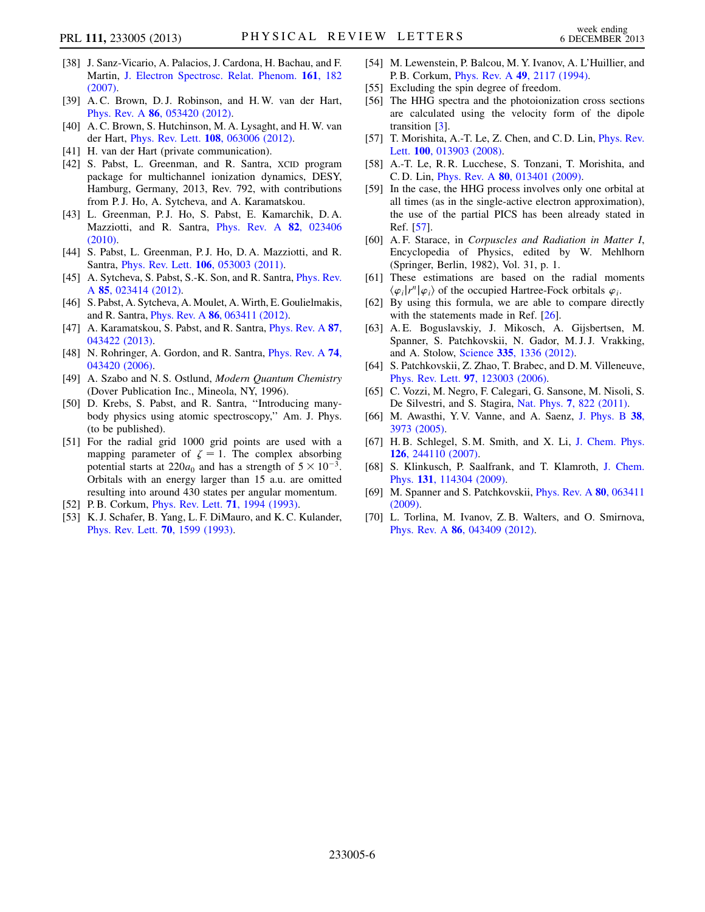[38] J. Sanz-Vicario, A. Palacios, J. Cardona, H. Bachau, and F. Martin, J. Electron Spectrosc. Relat. Phenom. **161**, 182 (2007).

[39] A. C. Brown, D. J. Robinson, and H. W. van der Hart, Phys. Rev. A **86**, 053420 (2012).

[40] A. C. Brown, S. Hutchinson, M. A. Lysaght, and H. W. van der Hart, Phys. Rev. Lett. **108**, 063006 (2012).

[41] H. van der Hart (private communication).

[42] S. Pabst, L. Greenman, and R. Santra, XCID program package for multichannel ionization dynamics, DESY, Hamburg, Germany, 2013, Rev. 792, with contributions from P. J. Ho, A. Sytcheva, and A. Karamatskou.

[43] L. Greenman, P. J. Ho, S. Pabst, E. Kamarchik, D. A. Mazziotti, and R. Santra, Phys. Rev. A **82**, 023406 (2010).

[44] S. Pabst, L. Greenman, P. J. Ho, D. A. Mazziotti, and R. Santra, Phys. Rev. Lett. **106**, 053003 (2011).

[45] A. Sytcheva, S. Pabst, S.-K. Son, and R. Santra, Phys. Rev. A **85**, 023414 (2012).

[46] S. Pabst, A. Sytcheva, A. Moulet, A. Wirth, E. Goulielmakis, and R. Santra, Phys. Rev. A **86**, 063411 (2012).

[47] A. Karamatskou, S. Pabst, and R. Santra, Phys. Rev. A **87**, 043422 (2013).

[48] N. Rohringer, A. Gordon, and R. Santra, Phys. Rev. A **74**, 043420 (2006).

[49] A. Szabo and N. S. Ostlund, *Modern Quantum Chemistry* (Dover Publication Inc., Mineola, NY, 1996).

[50] D. Krebs, S. Pabst, and R. Santra, ''Introducing many-body physics using atomic spectroscopy,'' Am. J. Phys. (to be published).

[51] For the radial grid 1000 grid points are used with a mapping parameter of $\zeta = 1$. The complex absorbing potential starts at $220a_0$ and has a strength of $5 \times 10^{-3}$. Orbitals with an energy larger than 15 a.u. are omitted resulting into around 430 states per angular momentum.

[52] P. B. Corkum, Phys. Rev. Lett. **71**, 1994 (1993).

[53] K. J. Schafer, B. Yang, L. F. DiMauro, and K. C. Kulander, Phys. Rev. Lett. **70**, 1599 (1993).

[54] M. Lewenstein, P. Balcou, M. Y. Ivanov, A. L'Huillier, and P. B. Corkum, Phys. Rev. A **49**, 2117 (1994).

[55] Excluding the spin degree of freedom.

[56] The HHG spectra and the photoionization cross sections are calculated using the velocity form of the dipole transition [3].

[57] T. Morishita, A.-T. Le, Z. Chen, and C. D. Lin, Phys. Rev. Lett. **100**, 013903 (2008).

[58] A.-T. Le, R. R. Lucchese, S. Tonzani, T. Morishita, and C. D. Lin, Phys. Rev. A **80**, 013401 (2009).

[59] In the case, the HHG process involves only one orbital at all times (as in the single-active electron approximation), the use of the partial PICS has been already stated in Ref. [57].

[60] A. F. Starace, in *Corpuscles and Radiation in Matter I*, Encyclopedia of Physics, edited by W. Mehlhorn (Springer, Berlin, 1982), Vol. 31, p. 1.

[61] These estimations are based on the radial moments $\langle \varphi_i | r^n | \varphi_i \rangle$ of the occupied Hartree-Fock orbitals $\varphi_i$.

[62] By using this formula, we are able to compare directly with the statements made in Ref. [26].

[63] A. E. Boguslavskiy, J. Mikosch, A. Gijsbertsen, M. Spanner, S. Patchkovskii, N. Gador, M. J. J. Vrakking, and A. Stolow, Science **335**, 1336 (2012).

[64] S. Patchkovskii, Z. Zhao, T. Brabec, and D. M. Villeneuve, Phys. Rev. Lett. **97**, 123003 (2006).

[65] C. Vozzi, M. Negro, F. Calegari, G. Sansone, M. Nisoli, S. De Silvestri, and S. Stagira, Nat. Phys. **7**, 822 (2011).

[66] M. Awasthi, Y. V. Vanne, and A. Saenz, J. Phys. B **38**, 3973 (2005).

[67] H. B. Schlegel, S. M. Smith, and X. Li, J. Chem. Phys. **126**, 244110 (2007).

[68] S. Klinkusch, P. Saalfrank, and T. Klamroth, J. Chem. Phys. **131**, 114304 (2009).

[69] M. Spanner and S. Patchkovskii, Phys. Rev. A **80**, 063411 (2009).

[70] L. Torlina, M. Ivanov, Z. B. Walters, and O. Smirnova, Phys. Rev. A **86**, 043409 (2012).